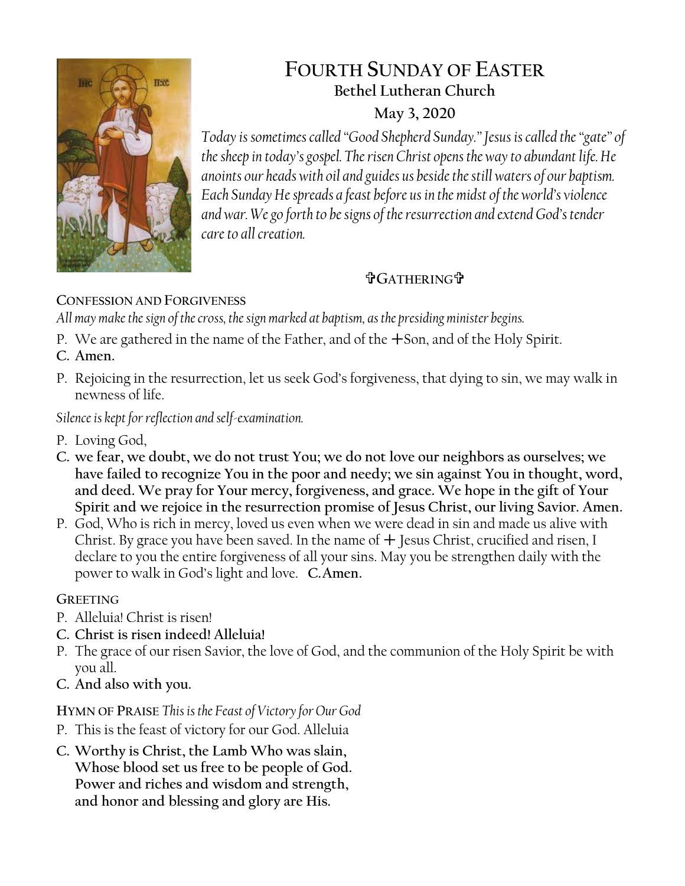# FOURTH SUNDAY OF EASTER

**Bethel Lutheran Church**

**May 3, 2020**

*Today is sometimes called "Good Shepherd Sunday." Jesus is called the "gate" of the sheep in today's gospel. The risen Christ opens the way to abundant life. He anoints our heads with oil and guides us beside the still waters of our baptism. Each Sunday He spreads a feast before us in the midst of the world's violence and war. We go forth to be signs of the resurrection and extend God's tender care to all creation.*

## ✞GATHERING✞

**CONFESSION AND FORGIVENESS**

*All may make the sign of the cross, the sign marked at baptism, as the presiding minister begins.*

P. We are gathered in the name of the Father, and of the +Son, and of the Holy Spirit.

**C. Amen.**

P. Rejoicing in the resurrection, let us seek God's forgiveness, that dying to sin, we may walk in newness of life.

*Silence is kept for reflection and self-examination.*

P. Loving God,

**C. we fear, we doubt, we do not trust You; we do not love our neighbors as ourselves; we have failed to recognize You in the poor and needy; we sin against You in thought, word, and deed. We pray for Your mercy, forgiveness, and grace. We hope in the gift of Your Spirit and we rejoice in the resurrection promise of Jesus Christ, our living Savior. Amen.**

P. God, Who is rich in mercy, loved us even when we were dead in sin and made us alive with Christ. By grace you have been saved. In the name of + Jesus Christ, crucified and risen, I declare to you the entire forgiveness of all your sins. May you be strengthen daily with the power to walk in God's light and love. **C.Amen.**

**GREETING**

P. Alleluia! Christ is risen!

**C. Christ is risen indeed! Alleluia!**

P. The grace of our risen Savior, the love of God, and the communion of the Holy Spirit be with you all.

**C. And also with you.**

**HYMN OF PRAISE** *This is the Feast of Victory for Our God*

P. This is the feast of victory for our God. Alleluia

**C. Worthy is Christ, the Lamb Who was slain,**
**Whose blood set us free to be people of God.**
**Power and riches and wisdom and strength,**
**and honor and blessing and glory are His.**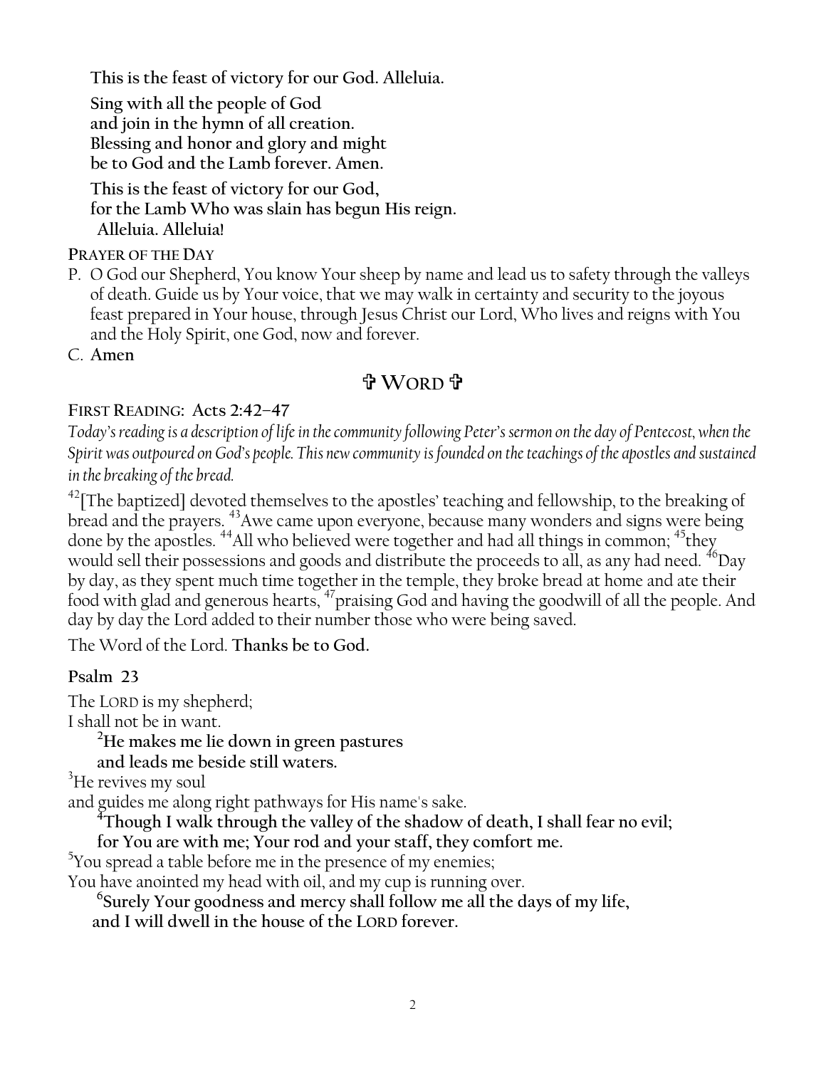**This is the feast of victory for our God. Alleluia.**

**Sing with all the people of God**
**and join in the hymn of all creation.**
**Blessing and honor and glory and might**
**be to God and the Lamb forever. Amen.**

**This is the feast of victory for our God,**
**for the Lamb Who was slain has begun His reign.**
**Alleluia. Alleluia!**

**PRAYER OF THE DAY**

P. O God our Shepherd, You know Your sheep by name and lead us to safety through the valleys of death. Guide us by Your voice, that we may walk in certainty and security to the joyous feast prepared in Your house, through Jesus Christ our Lord, Who lives and reigns with You and the Holy Spirit, one God, now and forever.

C. **Amen**

## ✞ WORD ✞

**FIRST READING: Acts 2:42–47**

*Today's reading is a description of life in the community following Peter's sermon on the day of Pentecost, when the Spirit was outpoured on God's people. This new community is founded on the teachings of the apostles and sustained in the breaking of the bread.*

[42][The baptized] devoted themselves to the apostles' teaching and fellowship, to the breaking of bread and the prayers. [43]Awe came upon everyone, because many wonders and signs were being done by the apostles. [44]All who believed were together and had all things in common; [45]they would sell their possessions and goods and distribute the proceeds to all, as any had need. [46]Day by day, as they spent much time together in the temple, they broke bread at home and ate their food with glad and generous hearts, [47]praising God and having the goodwill of all the people. And day by day the Lord added to their number those who were being saved.

The Word of the Lord. **Thanks be to God.**

**Psalm 23**

The LORD is my shepherd;
I shall not be in want.

**[2]He makes me lie down in green pastures**
**and leads me beside still waters.**

[3]He revives my soul
and guides me along right pathways for His name's sake.

**[4]Though I walk through the valley of the shadow of death, I shall fear no evil;**
**for You are with me; Your rod and your staff, they comfort me.**

[5]You spread a table before me in the presence of my enemies;
You have anointed my head with oil, and my cup is running over.

**[6]Surely Your goodness and mercy shall follow me all the days of my life,**
**and I will dwell in the house of the LORD forever.**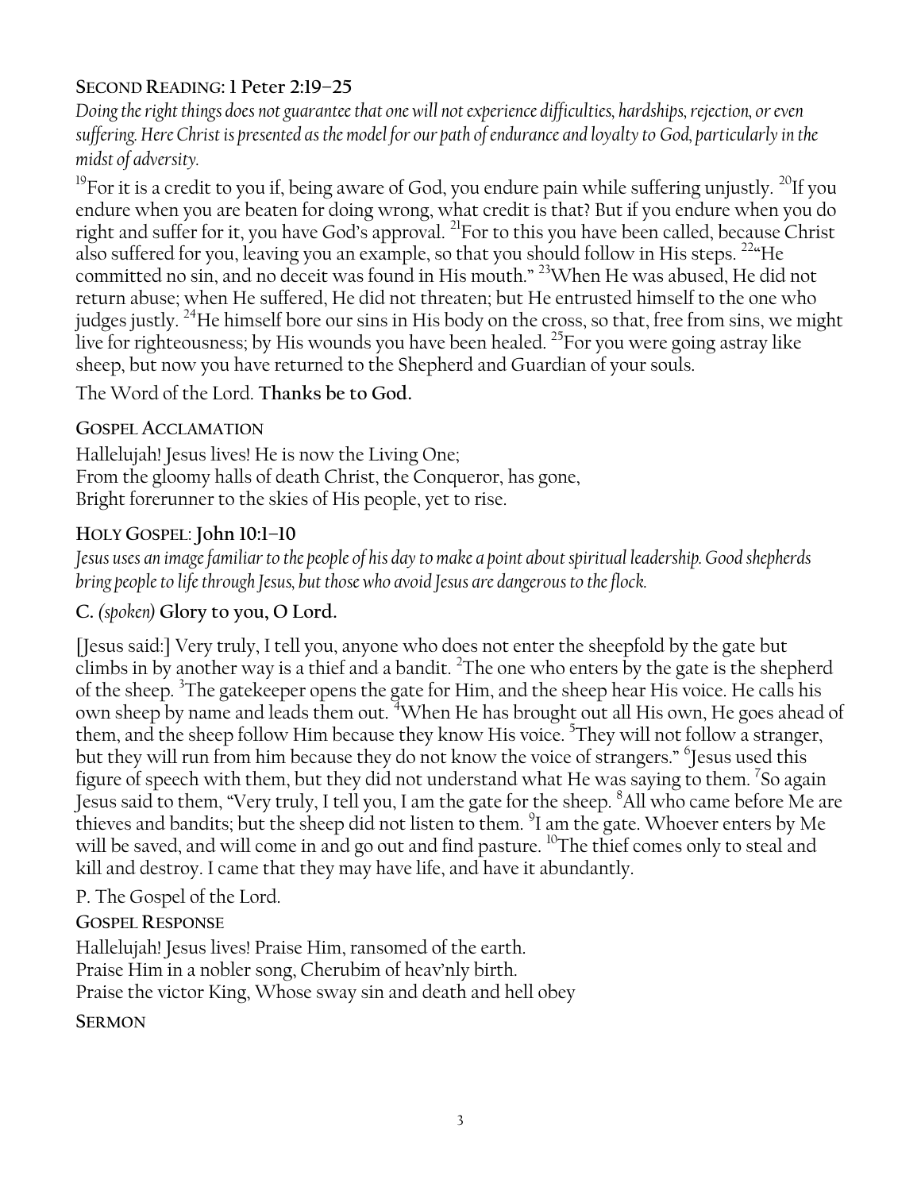## SECOND READING: 1 Peter 2:19–25

*Doing the right things does not guarantee that one will not experience difficulties, hardships, rejection, or even suffering. Here Christ is presented as the model for our path of endurance and loyalty to God, particularly in the midst of adversity.*

[19]For it is a credit to you if, being aware of God, you endure pain while suffering unjustly. [20]If you endure when you are beaten for doing wrong, what credit is that? But if you endure when you do right and suffer for it, you have God's approval. [21]For to this you have been called, because Christ also suffered for you, leaving you an example, so that you should follow in His steps. [22]"He committed no sin, and no deceit was found in His mouth." [23]When He was abused, He did not return abuse; when He suffered, He did not threaten; but He entrusted himself to the one who judges justly. [24]He himself bore our sins in His body on the cross, so that, free from sins, we might live for righteousness; by His wounds you have been healed. [25]For you were going astray like sheep, but now you have returned to the Shepherd and Guardian of your souls.

The Word of the Lord. **Thanks be to God.**

## GOSPEL ACCLAMATION

Hallelujah! Jesus lives! He is now the Living One;
From the gloomy halls of death Christ, the Conqueror, has gone,
Bright forerunner to the skies of His people, yet to rise.

## HOLY GOSPEL: John 10:1–10

*Jesus uses an image familiar to the people of his day to make a point about spiritual leadership. Good shepherds bring people to life through Jesus, but those who avoid Jesus are dangerous to the flock.*

**C.** *(spoken)* **Glory to you, O Lord.**

[Jesus said:] Very truly, I tell you, anyone who does not enter the sheepfold by the gate but climbs in by another way is a thief and a bandit. [2]The one who enters by the gate is the shepherd of the sheep. [3]The gatekeeper opens the gate for Him, and the sheep hear His voice. He calls his own sheep by name and leads them out. [4]When He has brought out all His own, He goes ahead of them, and the sheep follow Him because they know His voice. [5]They will not follow a stranger, but they will run from him because they do not know the voice of strangers." [6]Jesus used this figure of speech with them, but they did not understand what He was saying to them. [7]So again Jesus said to them, "Very truly, I tell you, I am the gate for the sheep. [8]All who came before Me are thieves and bandits; but the sheep did not listen to them. [9]I am the gate. Whoever enters by Me will be saved, and will come in and go out and find pasture. [10]The thief comes only to steal and kill and destroy. I came that they may have life, and have it abundantly.

P. The Gospel of the Lord.

## GOSPEL RESPONSE

Hallelujah! Jesus lives! Praise Him, ransomed of the earth.
Praise Him in a nobler song, Cherubim of heav'nly birth.
Praise the victor King, Whose sway sin and death and hell obey

## SERMON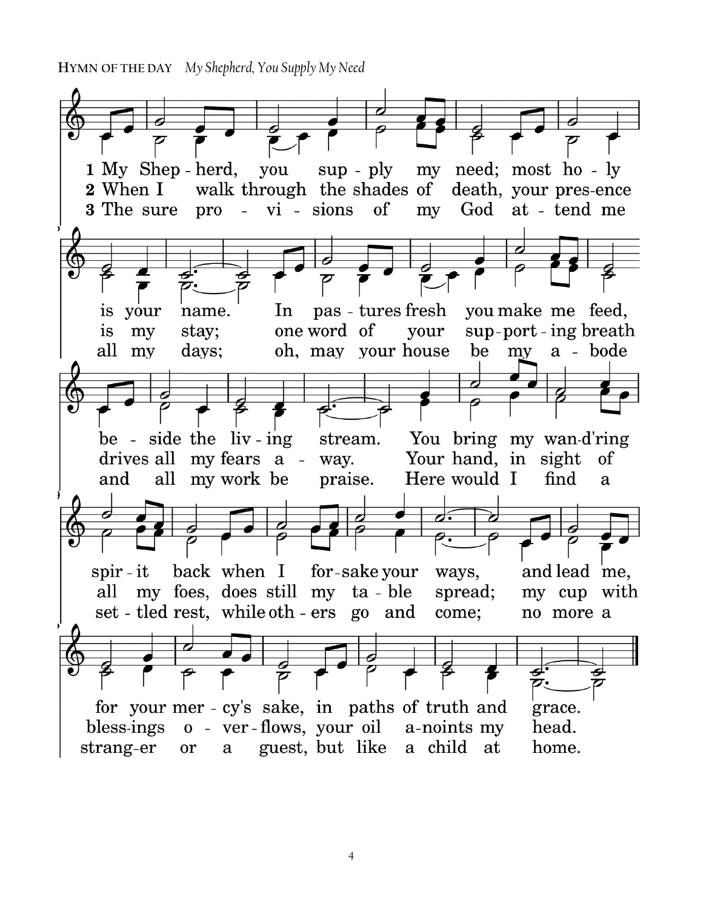**HYMN OF THE DAY** *My Shepherd, You Supply My Need*

1 My Shepherd, you supply my need; most holy is your name. In pastures fresh you make me feed, beside the living stream. You bring my wand'ring spirit back when I forsake your ways, and lead me, for your mercy's sake, in paths of truth and grace.

2 When I walk through the shades of death, your presence is my stay; one word of your supporting breath drives all my fears away. Your hand, in sight of all my foes, does still my table spread; my cup with blessings overflows, your oil anoints my head.

3 The sure provisions of my God attend me all my days; oh, may your house be my abode and all my work be praise. Here would I find a settled rest, while others go and come; no more a stranger or a guest, but like a child at home.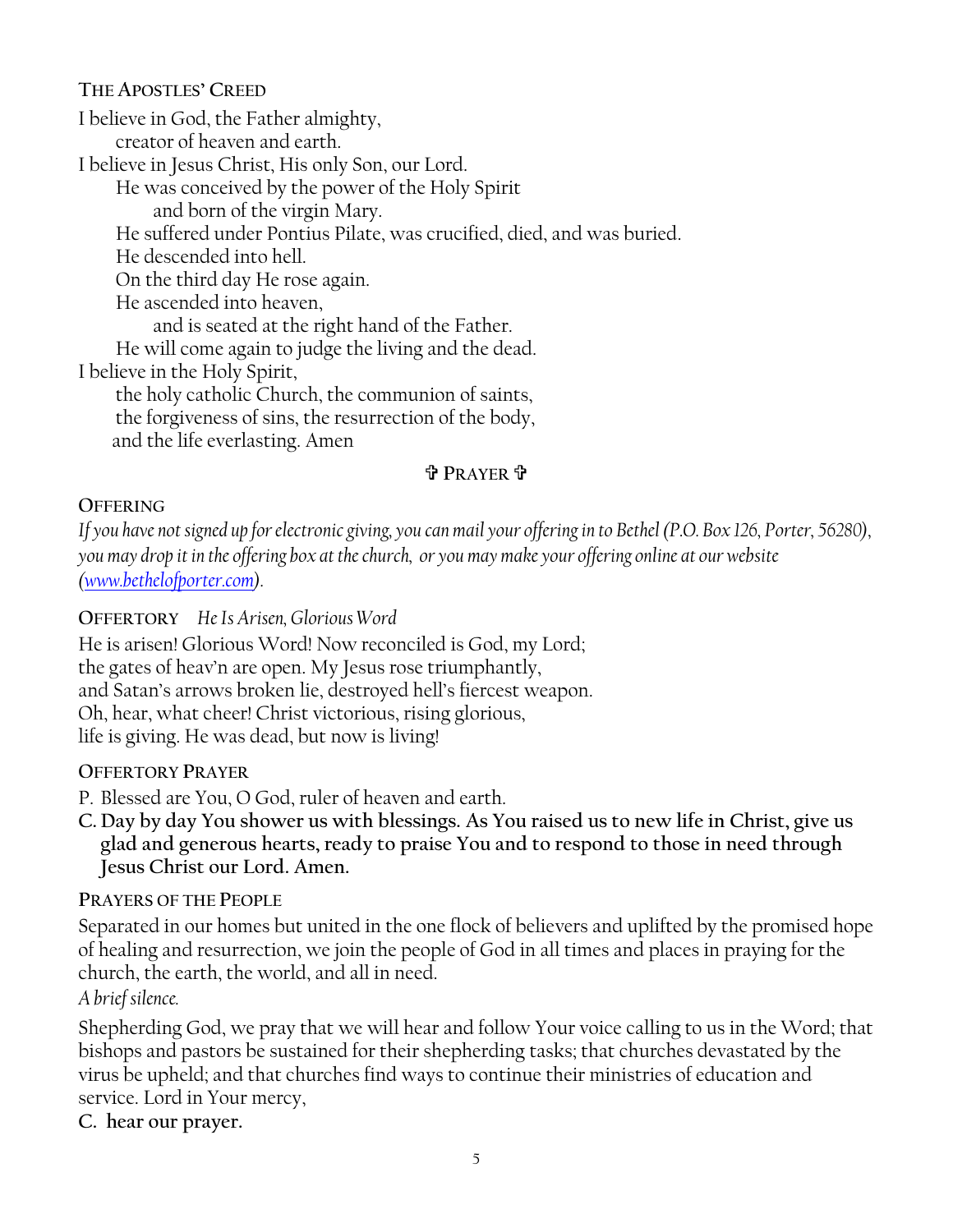## THE APOSTLES' CREED

I believe in God, the Father almighty,
    creator of heaven and earth.
I believe in Jesus Christ, His only Son, our Lord.
    He was conceived by the power of the Holy Spirit
        and born of the virgin Mary.
    He suffered under Pontius Pilate, was crucified, died, and was buried.
    He descended into hell.
    On the third day He rose again.
    He ascended into heaven,
        and is seated at the right hand of the Father.
    He will come again to judge the living and the dead.
I believe in the Holy Spirit,
    the holy catholic Church, the communion of saints,
    the forgiveness of sins, the resurrection of the body,
    and the life everlasting. Amen

## ✞ PRAYER ✞

## OFFERING

*If you have not signed up for electronic giving, you can mail your offering in to Bethel (P.O. Box 126, Porter, 56280), you may drop it in the offering box at the church, or you may make your offering online at our website ([www.bethelofporter.com](http://www.bethelofporter.com)).*

## OFFERTORY *He Is Arisen, Glorious Word*

He is arisen! Glorious Word! Now reconciled is God, my Lord;
the gates of heav'n are open. My Jesus rose triumphantly,
and Satan's arrows broken lie, destroyed hell's fiercest weapon.
Oh, hear, what cheer! Christ victorious, rising glorious,
life is giving. He was dead, but now is living!

## OFFERTORY PRAYER

P. Blessed are You, O God, ruler of heaven and earth.

**C. Day by day You shower us with blessings. As You raised us to new life in Christ, give us glad and generous hearts, ready to praise You and to respond to those in need through Jesus Christ our Lord. Amen.**

## PRAYERS OF THE PEOPLE

Separated in our homes but united in the one flock of believers and uplifted by the promised hope of healing and resurrection, we join the people of God in all times and places in praying for the church, the earth, the world, and all in need.

*A brief silence.*

Shepherding God, we pray that we will hear and follow Your voice calling to us in the Word; that bishops and pastors be sustained for their shepherding tasks; that churches devastated by the virus be upheld; and that churches find ways to continue their ministries of education and service. Lord in Your mercy,

**C. hear our prayer.**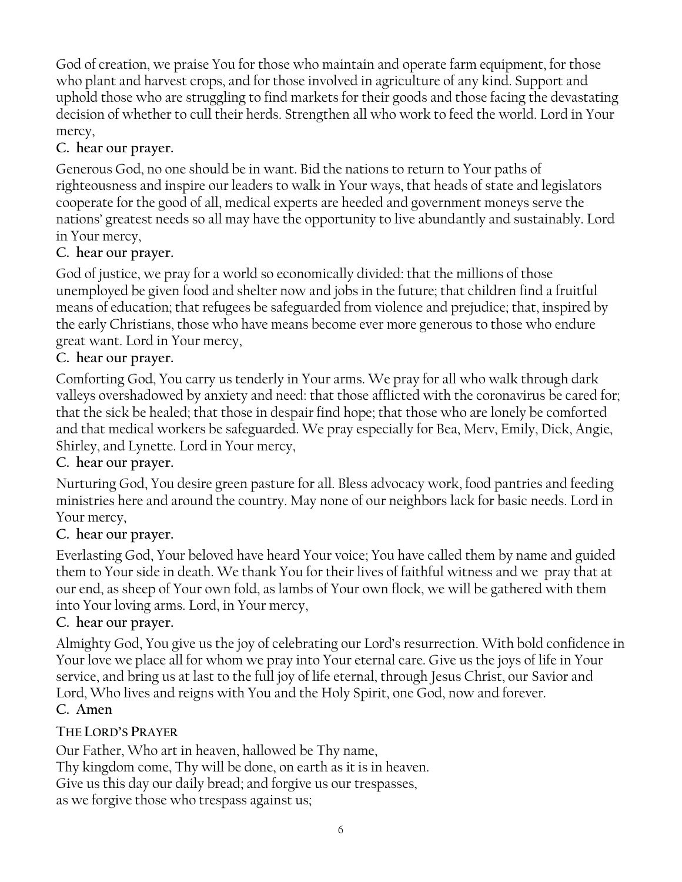God of creation, we praise You for those who maintain and operate farm equipment, for those who plant and harvest crops, and for those involved in agriculture of any kind. Support and uphold those who are struggling to find markets for their goods and those facing the devastating decision of whether to cull their herds. Strengthen all who work to feed the world. Lord in Your mercy,

**C. hear our prayer.**

Generous God, no one should be in want. Bid the nations to return to Your paths of righteousness and inspire our leaders to walk in Your ways, that heads of state and legislators cooperate for the good of all, medical experts are heeded and government moneys serve the nations' greatest needs so all may have the opportunity to live abundantly and sustainably. Lord in Your mercy,

**C. hear our prayer.**

God of justice, we pray for a world so economically divided: that the millions of those unemployed be given food and shelter now and jobs in the future; that children find a fruitful means of education; that refugees be safeguarded from violence and prejudice; that, inspired by the early Christians, those who have means become ever more generous to those who endure great want. Lord in Your mercy,

**C. hear our prayer.**

Comforting God, You carry us tenderly in Your arms. We pray for all who walk through dark valleys overshadowed by anxiety and need: that those afflicted with the coronavirus be cared for; that the sick be healed; that those in despair find hope; that those who are lonely be comforted and that medical workers be safeguarded. We pray especially for Bea, Merv, Emily, Dick, Angie, Shirley, and Lynette. Lord in Your mercy,

**C. hear our prayer.**

Nurturing God, You desire green pasture for all. Bless advocacy work, food pantries and feeding ministries here and around the country. May none of our neighbors lack for basic needs. Lord in Your mercy,

**C. hear our prayer.**

Everlasting God, Your beloved have heard Your voice; You have called them by name and guided them to Your side in death. We thank You for their lives of faithful witness and we pray that at our end, as sheep of Your own fold, as lambs of Your own flock, we will be gathered with them into Your loving arms. Lord, in Your mercy,

**C. hear our prayer.**

Almighty God, You give us the joy of celebrating our Lord's resurrection. With bold confidence in Your love we place all for whom we pray into Your eternal care. Give us the joys of life in Your service, and bring us at last to the full joy of life eternal, through Jesus Christ, our Savior and Lord, Who lives and reigns with You and the Holy Spirit, one God, now and forever.

**C. Amen**

## THE LORD'S PRAYER

Our Father, Who art in heaven, hallowed be Thy name,
Thy kingdom come, Thy will be done, on earth as it is in heaven.
Give us this day our daily bread; and forgive us our trespasses,
as we forgive those who trespass against us;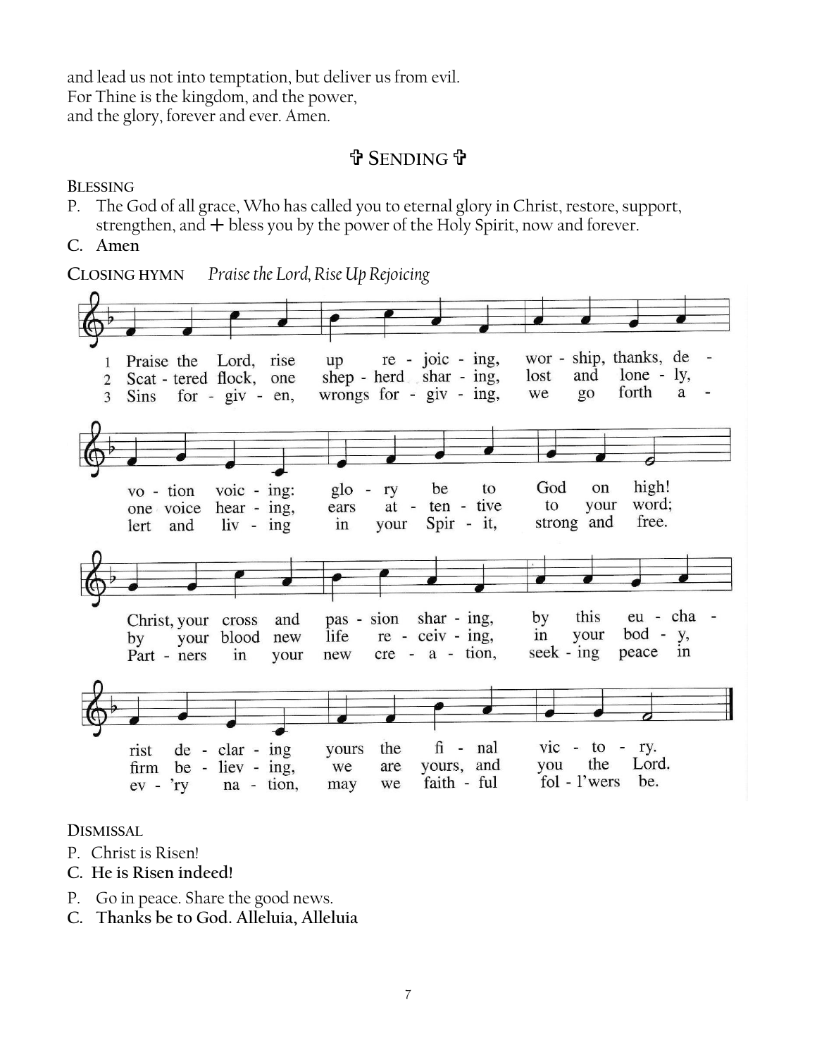and lead us not into temptation, but deliver us from evil.
For Thine is the kingdom, and the power,
and the glory, forever and ever. Amen.

## ✞ SENDING ✞

**BLESSING**

P. The God of all grace, Who has called you to eternal glory in Christ, restore, support, strengthen, and + bless you by the power of the Holy Spirit, now and forever.

**C. Amen**

**CLOSING HYMN** *Praise the Lord, Rise Up Rejoicing*

1 Praise the Lord, rise up rejoicing, worship, thanks, devotion voicing: glory be to God on high! Christ, your cross and passion sharing, by this eucharist declaring yours the final victory.

2 Scattered flock, one shepherd sharing, lost and lonely, one voice hearing, ears attentive to your word; by your blood new life receiving, in your body, firm believing, we are yours, and you the Lord.

3 Sins forgiven, wrongs forgiving, we go forth alert and living in your Spirit, strong and free. Partners in your new creation, seeking peace in ev'ry nation, may we faithful fol-l'wers be.

**DISMISSAL**

P. Christ is Risen!

**C. He is Risen indeed!**

P. Go in peace. Share the good news.

**C. Thanks be to God. Alleluia, Alleluia**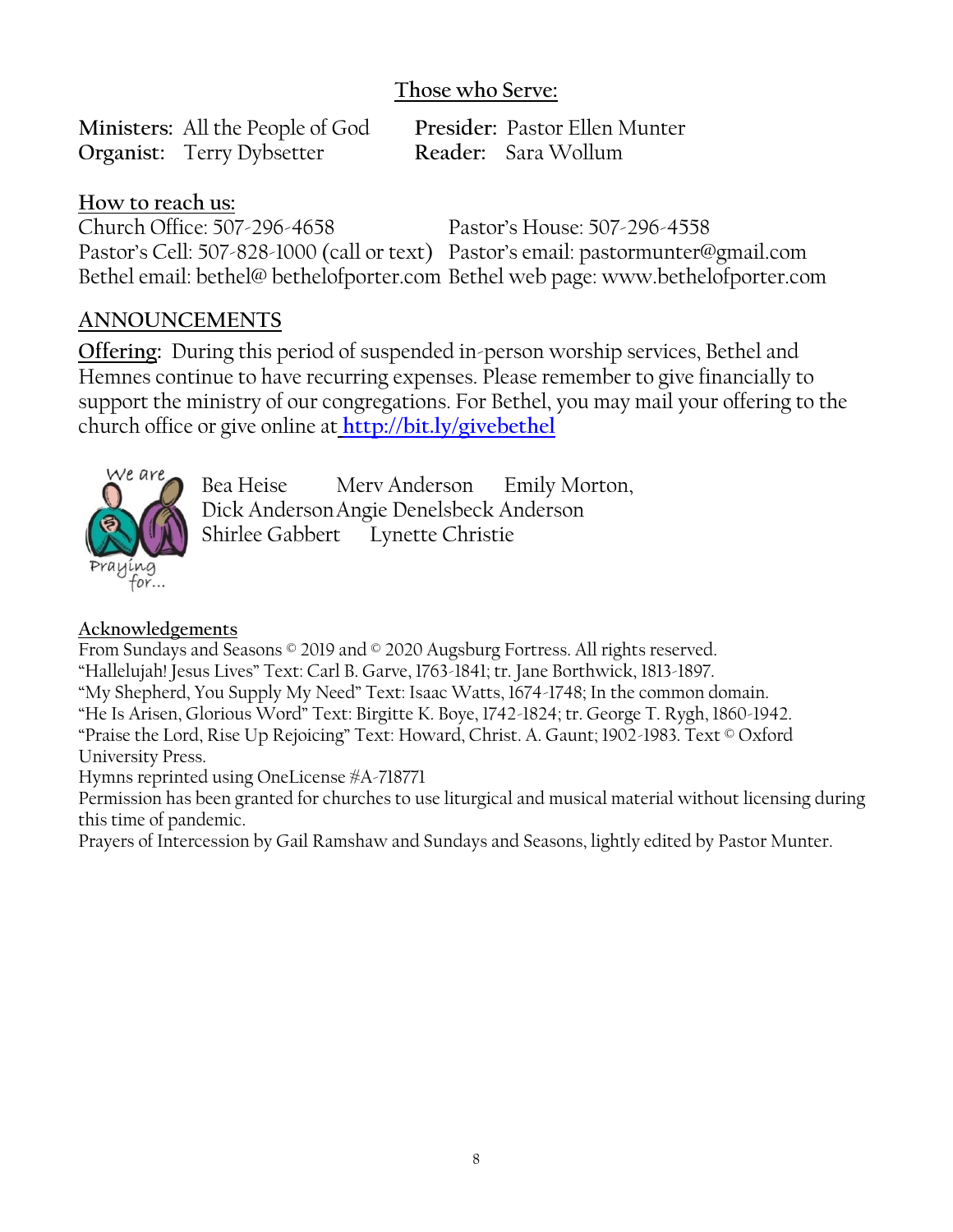## Those who Serve:

**Ministers:** All the People of God
**Organist:** Terry Dybsetter
**Presider:** Pastor Ellen Munter
**Reader:** Sara Wollum

**How to reach us:**

Church Office: 507-296-4658
Pastor's House: 507-296-4558
Pastor's Cell: 507-828-1000 (call or text)
Pastor's email: pastormunter@gmail.com
Bethel email: bethel@ bethelofporter.com
Bethel web page: www.bethelofporter.com

## ANNOUNCEMENTS

**Offering:** During this period of suspended in-person worship services, Bethel and Hemnes continue to have recurring expenses. Please remember to give financially to support the ministry of our congregations. For Bethel, you may mail your offering to the church office or give online at http://bit.ly/givebethel

We are Praying for...

Bea Heise, Merv Anderson, Emily Morton, Dick Anderson, Angie Denelsbeck Anderson, Shirlee Gabbert, Lynette Christie

**Acknowledgements**

From Sundays and Seasons © 2019 and © 2020 Augsburg Fortress. All rights reserved.
"Hallelujah! Jesus Lives" Text: Carl B. Garve, 1763-1841; tr. Jane Borthwick, 1813-1897.
"My Shepherd, You Supply My Need" Text: Isaac Watts, 1674-1748; In the common domain.
"He Is Arisen, Glorious Word" Text: Birgitte K. Boye, 1742-1824; tr. George T. Rygh, 1860-1942.
"Praise the Lord, Rise Up Rejoicing" Text: Howard, Christ. A. Gaunt; 1902-1983. Text © Oxford University Press.
Hymns reprinted using OneLicense #A-718771
Permission has been granted for churches to use liturgical and musical material without licensing during this time of pandemic.
Prayers of Intercession by Gail Ramshaw and Sundays and Seasons, lightly edited by Pastor Munter.